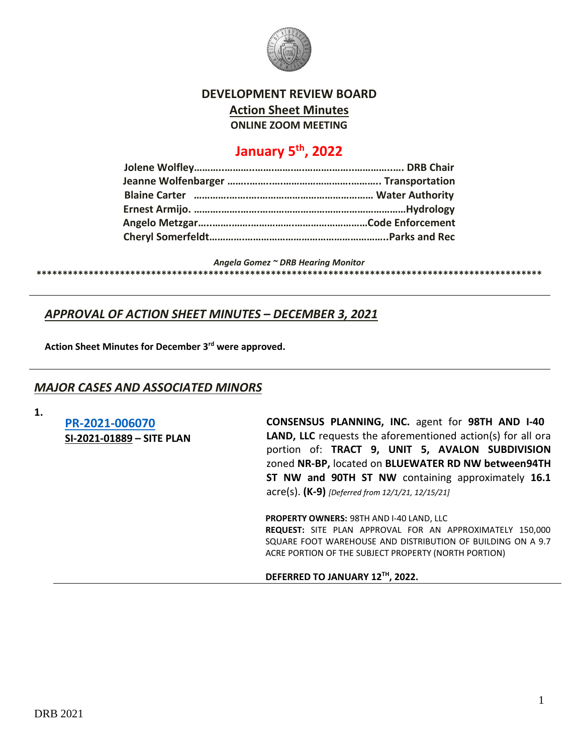# DEVELOPMENT REVIEW BOARD

## Action Sheet Minutes

**ONLINE ZOOM MEETING**

## January 5th, 2022

**Jolene Wolfley………………………………………………………………. DRB Chair**
**Jeanne Wolfenbarger ……………………………………………….. Transportation**
**Blaine Carter ………………………………………………………… Water Authority**
**Ernest Armijo. ……………………………………………………………………Hydrology**
**Angelo Metzgar………………………………………………………Code Enforcement**
**Cheryl Somerfeldt………………………………………………………..Parks and Rec**

*Angela Gomez ~ DRB Hearing Monitor*

****************************************************************************************************

---

## *APPROVAL OF ACTION SHEET MINUTES – DECEMBER 3, 2021*

**Action Sheet Minutes for December 3rd were approved.**

---

## *MAJOR CASES AND ASSOCIATED MINORS*

**1.**

**PR-2021-006070**
**SI-2021-01889 – SITE PLAN**

**CONSENSUS PLANNING, INC.** agent for **98TH AND I-40 LAND, LLC** requests the aforementioned action(s) for all or a portion of: **TRACT 9, UNIT 5, AVALON SUBDIVISION** zoned **NR-BP,** located on **BLUEWATER RD NW between94TH ST NW and 90TH ST NW** containing approximately **16.1** acre(s). **(K-9)** *[Deferred from 12/1/21, 12/15/21]*

**PROPERTY OWNERS:** 98TH AND I-40 LAND, LLC
**REQUEST:** SITE PLAN APPROVAL FOR AN APPROXIMATELY 150,000 SQUARE FOOT WAREHOUSE AND DISTRIBUTION OF BUILDING ON A 9.7 ACRE PORTION OF THE SUBJECT PROPERTY (NORTH PORTION)

**DEFERRED TO JANUARY 12TH, 2022.**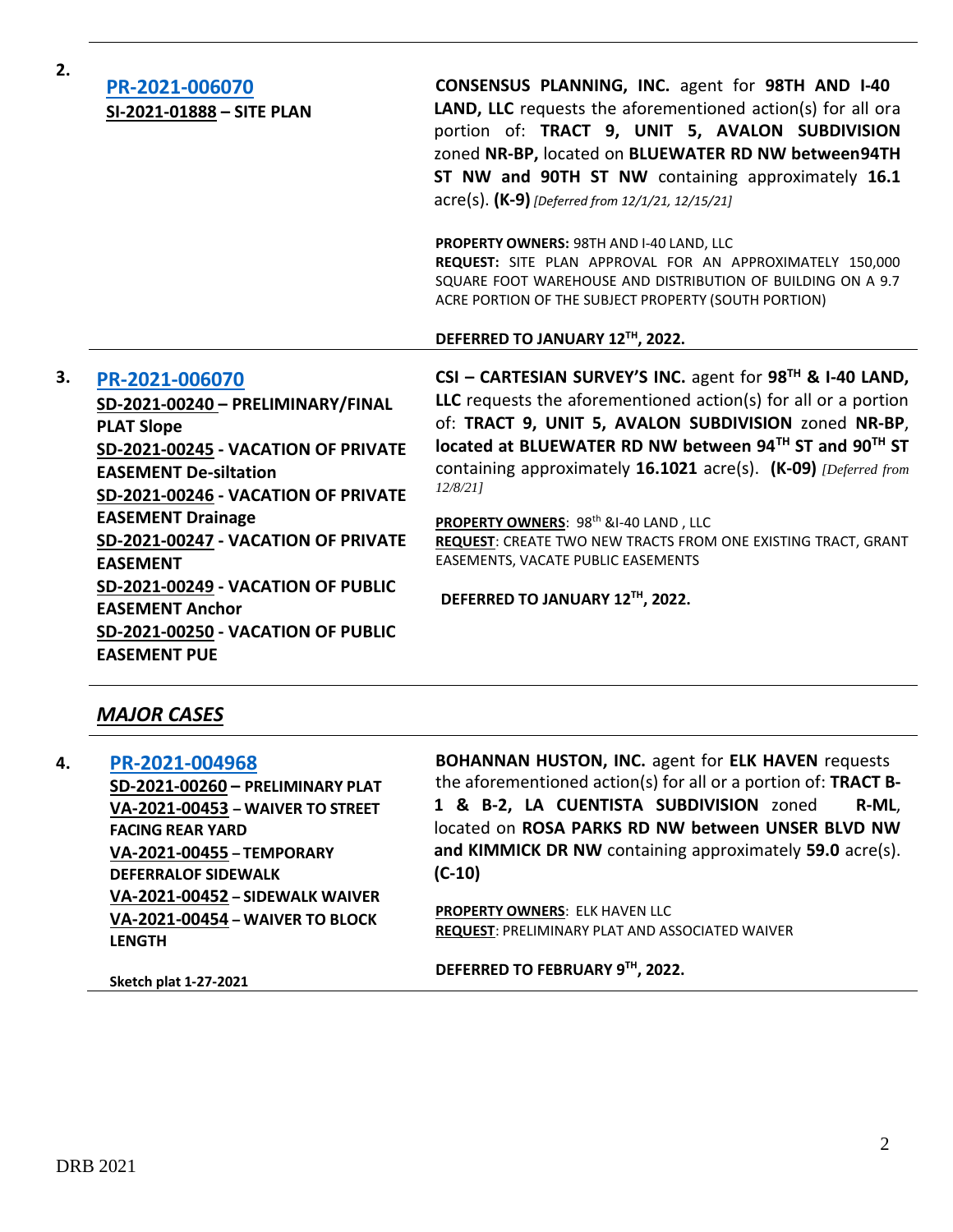**2.**

| | |
|---|---|
| **PR-2021-006070**<br>**SI-2021-01888 – SITE PLAN** | **CONSENSUS PLANNING, INC.** agent for **98TH AND I-40 LAND, LLC** requests the aforementioned action(s) for all ora portion of: **TRACT 9, UNIT 5, AVALON SUBDIVISION** zoned **NR-BP,** located on **BLUEWATER RD NW between94TH ST NW and 90TH ST NW** containing approximately **16.1** acre(s). **(K-9)** *[Deferred from 12/1/21, 12/15/21]*<br><br>**PROPERTY OWNERS:** 98TH AND I-40 LAND, LLC<br>**REQUEST:** SITE PLAN APPROVAL FOR AN APPROXIMATELY 150,000 SQUARE FOOT WAREHOUSE AND DISTRIBUTION OF BUILDING ON A 9.7 ACRE PORTION OF THE SUBJECT PROPERTY (SOUTH PORTION)<br><br>**DEFERRED TO JANUARY 12TH, 2022.** |

**3.**

| | |
|---|---|
| **PR-2021-006070**<br>**SD-2021-00240 – PRELIMINARY/FINAL PLAT Slope**<br>**SD-2021-00245 - VACATION OF PRIVATE EASEMENT De-siltation**<br>**SD-2021-00246 - VACATION OF PRIVATE EASEMENT Drainage**<br>**SD-2021-00247 - VACATION OF PRIVATE EASEMENT**<br>**SD-2021-00249 - VACATION OF PUBLIC EASEMENT Anchor**<br>**SD-2021-00250 - VACATION OF PUBLIC EASEMENT PUE** | **CSI – CARTESIAN SURVEY'S INC.** agent for **98TH & I-40 LAND, LLC** requests the aforementioned action(s) for all or a portion of: **TRACT 9, UNIT 5, AVALON SUBDIVISION** zoned **NR-BP**, **located at BLUEWATER RD NW between 94TH ST and 90TH ST** containing approximately **16.1021** acre(s). **(K-09)** *[Deferred from 12/8/21]*<br><br>**PROPERTY OWNERS**: 98th &I-40 LAND , LLC<br>**REQUEST**: CREATE TWO NEW TRACTS FROM ONE EXISTING TRACT, GRANT EASEMENTS, VACATE PUBLIC EASEMENTS<br><br>**DEFERRED TO JANUARY 12TH, 2022.** |

## *MAJOR CASES*

**4.**

| | |
|---|---|
| **PR-2021-004968**<br>**SD-2021-00260 – PRELIMINARY PLAT**<br>**VA-2021-00453 – WAIVER TO STREET FACING REAR YARD**<br>**VA-2021-00455 – TEMPORARY DEFERRALOF SIDEWALK**<br>**VA-2021-00452 – SIDEWALK WAIVER**<br>**VA-2021-00454 – WAIVER TO BLOCK LENGTH**<br><br>**Sketch plat 1-27-2021** | **BOHANNAN HUSTON, INC.** agent for **ELK HAVEN** requests the aforementioned action(s) for all or a portion of: **TRACT B-1 & B-2, LA CUENTISTA SUBDIVISION** zoned **R-ML**, located on **ROSA PARKS RD NW between UNSER BLVD NW and KIMMICK DR NW** containing approximately **59.0** acre(s). **(C-10)**<br><br>**PROPERTY OWNERS**: ELK HAVEN LLC<br>**REQUEST**: PRELIMINARY PLAT AND ASSOCIATED WAIVER<br><br>**DEFERRED TO FEBRUARY 9TH, 2022.** |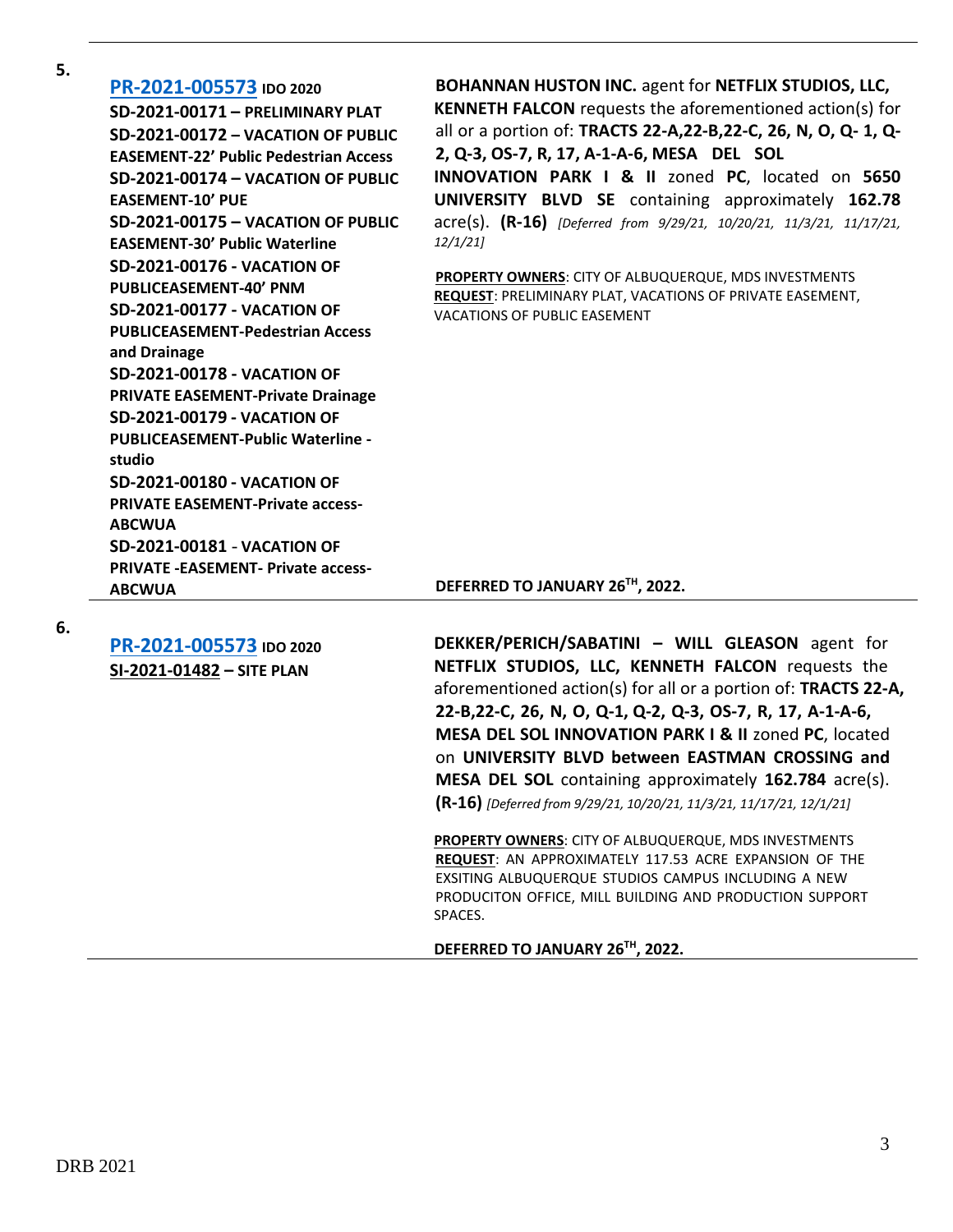**5.**

**[PR-2021-005573](#) IDO 2020**
**SD-2021-00171 – PRELIMINARY PLAT**
**SD-2021-00172 – VACATION OF PUBLIC EASEMENT-22' Public Pedestrian Access**
**SD-2021-00174 – VACATION OF PUBLIC EASEMENT-10' PUE**
**SD-2021-00175 – VACATION OF PUBLIC EASEMENT-30' Public Waterline**
**SD-2021-00176 - VACATION OF PUBLICEASEMENT-40' PNM**
**SD-2021-00177 - VACATION OF PUBLICEASEMENT-Pedestrian Access and Drainage**
**SD-2021-00178 - VACATION OF PRIVATE EASEMENT-Private Drainage**
**SD-2021-00179 - VACATION OF PUBLICEASEMENT-Public Waterline - studio**
**SD-2021-00180 - VACATION OF PRIVATE EASEMENT-Private access-ABCWUA**
**SD-2021-00181 - VACATION OF PRIVATE -EASEMENT- Private access-ABCWUA**

**BOHANNAN HUSTON INC.** agent for **NETFLIX STUDIOS, LLC, KENNETH FALCON** requests the aforementioned action(s) for all or a portion of: **TRACTS 22-A,22-B,22-C, 26, N, O, Q- 1, Q-2, Q-3, OS-7, R, 17, A-1-A-6, MESA DEL SOL INNOVATION PARK I & II** zoned **PC**, located on **5650 UNIVERSITY BLVD SE** containing approximately **162.78** acre(s). **(R-16)** *[Deferred from 9/29/21, 10/20/21, 11/3/21, 11/17/21, 12/1/21]*

**PROPERTY OWNERS**: CITY OF ALBUQUERQUE, MDS INVESTMENTS
**REQUEST**: PRELIMINARY PLAT, VACATIONS OF PRIVATE EASEMENT, VACATIONS OF PUBLIC EASEMENT

**DEFERRED TO JANUARY 26TH, 2022.**

---

**6.**

**[PR-2021-005573](#) IDO 2020**
**[SI-2021-01482](#) – SITE PLAN**

**DEKKER/PERICH/SABATINI – WILL GLEASON** agent for **NETFLIX STUDIOS, LLC, KENNETH FALCON** requests the aforementioned action(s) for all or a portion of: **TRACTS 22-A, 22-B,22-C, 26, N, O, Q-1, Q-2, Q-3, OS-7, R, 17, A-1-A-6, MESA DEL SOL INNOVATION PARK I & II** zoned **PC**, located on **UNIVERSITY BLVD between EASTMAN CROSSING and MESA DEL SOL** containing approximately **162.784** acre(s). **(R-16)** *[Deferred from 9/29/21, 10/20/21, 11/3/21, 11/17/21, 12/1/21]*

**PROPERTY OWNERS**: CITY OF ALBUQUERQUE, MDS INVESTMENTS
**REQUEST**: AN APPROXIMATELY 117.53 ACRE EXPANSION OF THE EXSITING ALBUQUERQUE STUDIOS CAMPUS INCLUDING A NEW PRODUCITON OFFICE, MILL BUILDING AND PRODUCTION SUPPORT SPACES.

**DEFERRED TO JANUARY 26TH, 2022.**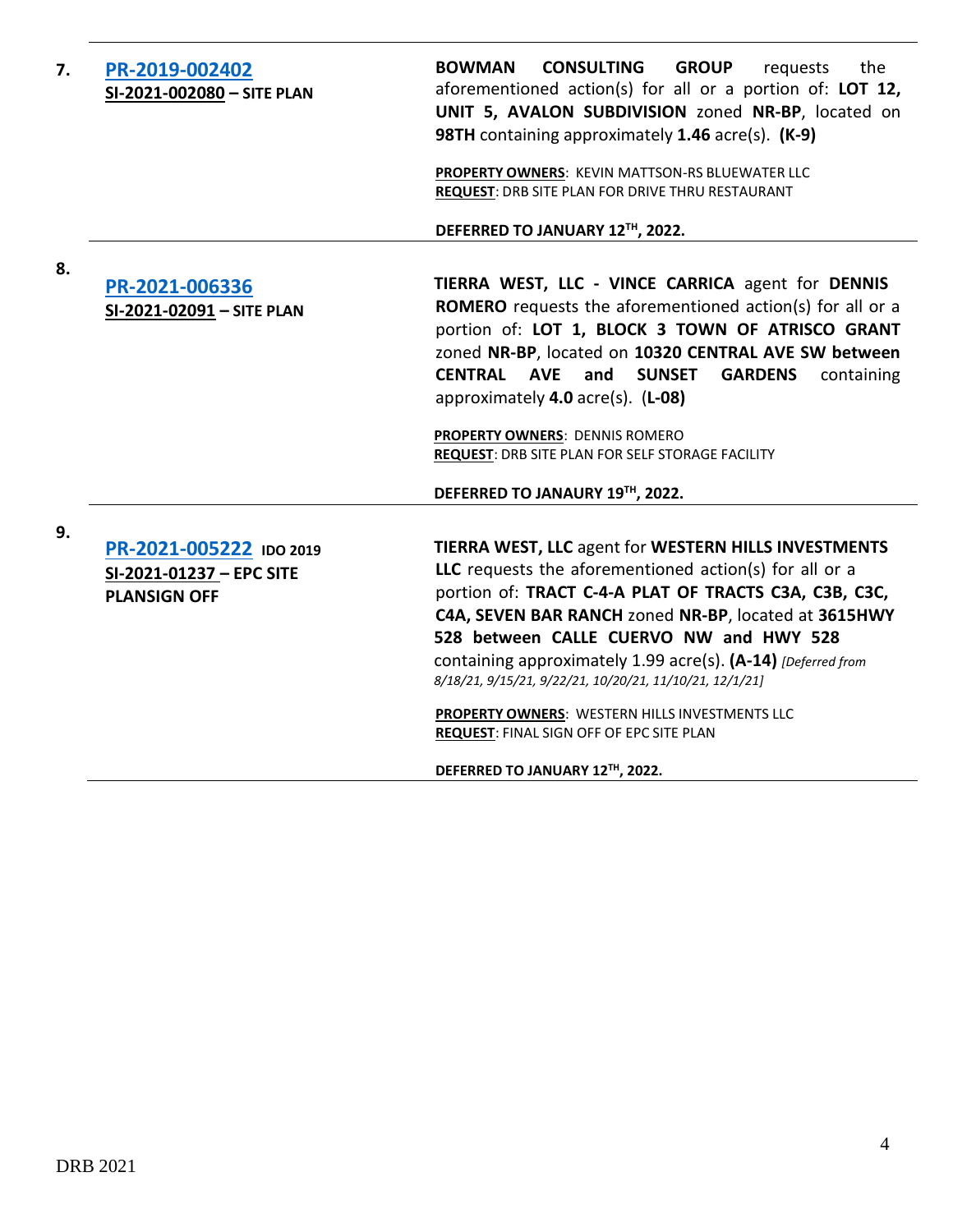| | | |
|---|---|---|
| **7.** | **PR-2019-002402**<br>**SI-2021-002080 – SITE PLAN** | **BOWMAN CONSULTING GROUP** requests the aforementioned action(s) for all or a portion of: **LOT 12, UNIT 5, AVALON SUBDIVISION** zoned **NR-BP**, located on **98TH** containing approximately **1.46** acre(s). **(K-9)**<br><br>**PROPERTY OWNERS**: KEVIN MATTSON-RS BLUEWATER LLC<br>**REQUEST**: DRB SITE PLAN FOR DRIVE THRU RESTAURANT<br><br>**DEFERRED TO JANUARY 12TH, 2022.** |
| **8.** | **PR-2021-006336**<br>**SI-2021-02091 – SITE PLAN** | **TIERRA WEST, LLC - VINCE CARRICA** agent for **DENNIS ROMERO** requests the aforementioned action(s) for all or a portion of: **LOT 1, BLOCK 3 TOWN OF ATRISCO GRANT** zoned **NR-BP**, located on **10320 CENTRAL AVE SW between CENTRAL AVE and SUNSET GARDENS** containing approximately **4.0** acre(s). **(L-08)**<br><br>**PROPERTY OWNERS**: DENNIS ROMERO<br>**REQUEST**: DRB SITE PLAN FOR SELF STORAGE FACILITY<br><br>**DEFERRED TO JANAURY 19TH, 2022.** |
| **9.** | **PR-2021-005222** **IDO 2019**<br>**SI-2021-01237 – EPC SITE PLANSIGN OFF** | **TIERRA WEST, LLC** agent for **WESTERN HILLS INVESTMENTS LLC** requests the aforementioned action(s) for all or a portion of: **TRACT C-4-A PLAT OF TRACTS C3A, C3B, C3C, C4A, SEVEN BAR RANCH** zoned **NR-BP**, located at **3615HWY 528 between CALLE CUERVO NW and HWY 528** containing approximately 1.99 acre(s). **(A-14)** *[Deferred from 8/18/21, 9/15/21, 9/22/21, 10/20/21, 11/10/21, 12/1/21]*<br><br>**PROPERTY OWNERS**: WESTERN HILLS INVESTMENTS LLC<br>**REQUEST**: FINAL SIGN OFF OF EPC SITE PLAN<br><br>**DEFERRED TO JANUARY 12TH, 2022.** |

DRB 2021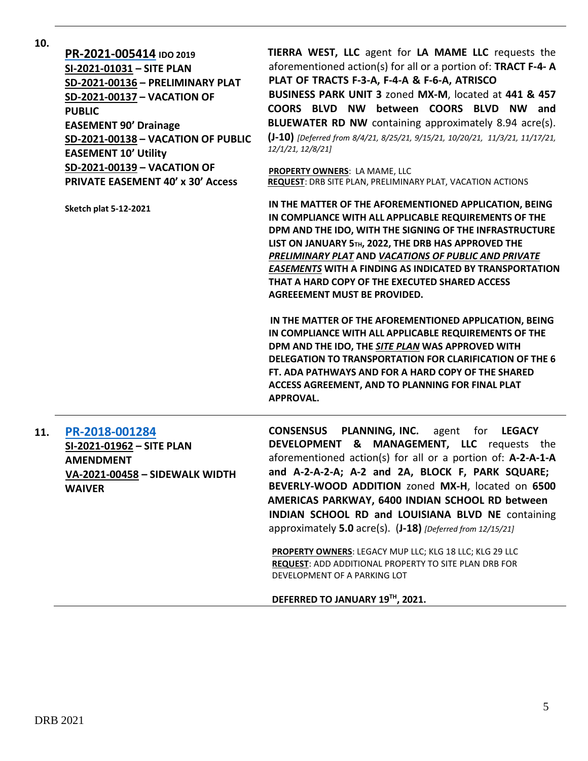**10.**

**PR-2021-005414** **IDO 2019**
**SI-2021-01031 – SITE PLAN**
**SD-2021-00136 – PRELIMINARY PLAT**
**SD-2021-00137 – VACATION OF PUBLIC EASEMENT 90' Drainage**
**SD-2021-00138 – VACATION OF PUBLIC EASEMENT 10' Utility**
**SD-2021-00139 – VACATION OF PRIVATE EASEMENT 40' x 30' Access**

**Sketch plat 5-12-2021**

**TIERRA WEST, LLC** agent for **LA MAME LLC** requests the aforementioned action(s) for all or a portion of: **TRACT F-4- A PLAT OF TRACTS F-3-A, F-4-A & F-6-A, ATRISCO BUSINESS PARK UNIT 3** zoned **MX-M**, located at **441 & 457 COORS BLVD NW between COORS BLVD NW and BLUEWATER RD NW** containing approximately 8.94 acre(s). **(J-10)** *[Deferred from 8/4/21, 8/25/21, 9/15/21, 10/20/21, 11/3/21, 11/17/21, 12/1/21, 12/8/21]*

**PROPERTY OWNERS**: LA MAME, LLC
**REQUEST**: DRB SITE PLAN, PRELIMINARY PLAT, VACATION ACTIONS

**IN THE MATTER OF THE AFOREMENTIONED APPLICATION, BEING IN COMPLIANCE WITH ALL APPLICABLE REQUIREMENTS OF THE DPM AND THE IDO, WITH THE SIGNING OF THE INFRASTRUCTURE LIST ON JANUARY 5TH, 2022, THE DRB HAS APPROVED THE *PRELIMINARY PLAT* AND *VACATIONS OF PUBLIC AND PRIVATE EASEMENTS* WITH A FINDING AS INDICATED BY TRANSPORTATION THAT A HARD COPY OF THE EXECUTED SHARED ACCESS AGREEEMENT MUST BE PROVIDED.**

**IN THE MATTER OF THE AFOREMENTIONED APPLICATION, BEING IN COMPLIANCE WITH ALL APPLICABLE REQUIREMENTS OF THE DPM AND THE IDO, THE *SITE PLAN* WAS APPROVED WITH DELEGATION TO TRANSPORTATION FOR CLARIFICATION OF THE 6 FT. ADA PATHWAYS AND FOR A HARD COPY OF THE SHARED ACCESS AGREEMENT, AND TO PLANNING FOR FINAL PLAT APPROVAL.**

---

**11.**

**PR-2018-001284**
**SI-2021-01962 – SITE PLAN AMENDMENT**
**VA-2021-00458 – SIDEWALK WIDTH WAIVER**

**CONSENSUS PLANNING, INC.** agent for **LEGACY DEVELOPMENT & MANAGEMENT, LLC** requests the aforementioned action(s) for all or a portion of: **A-2-A-1-A and A-2-A-2-A; A-2 and 2A, BLOCK F, PARK SQUARE; BEVERLY-WOOD ADDITION** zoned **MX-H**, located on **6500 AMERICAS PARKWAY, 6400 INDIAN SCHOOL RD between INDIAN SCHOOL RD and LOUISIANA BLVD NE** containing approximately **5.0** acre(s). **(J-18)** *[Deferred from 12/15/21]*

**PROPERTY OWNERS**: LEGACY MUP LLC; KLG 18 LLC; KLG 29 LLC
**REQUEST**: ADD ADDITIONAL PROPERTY TO SITE PLAN DRB FOR DEVELOPMENT OF A PARKING LOT

**DEFERRED TO JANUARY 19TH, 2021.**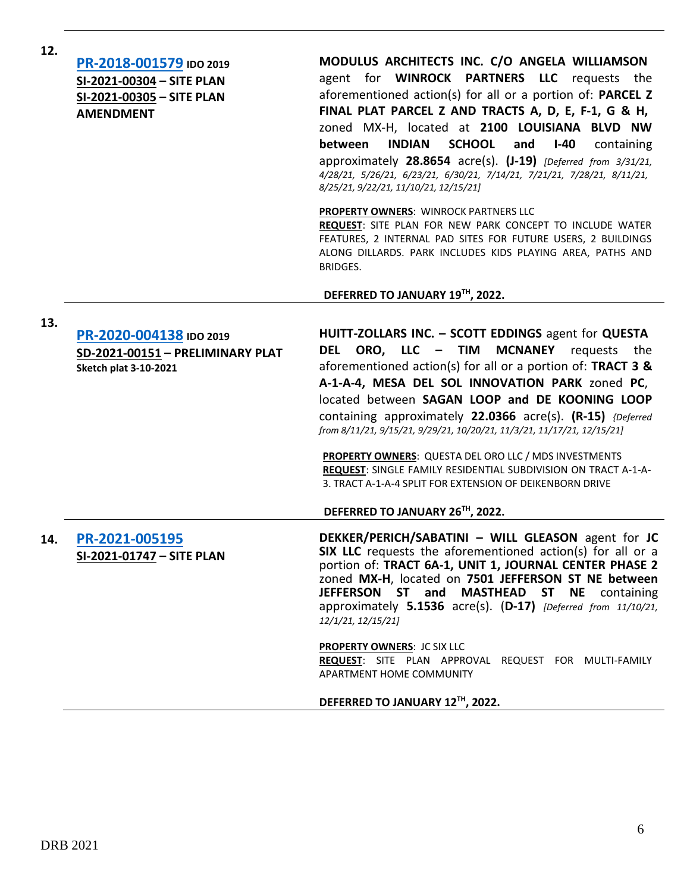**12.**

**PR-2018-001579** **IDO 2019**
**SI-2021-00304 – SITE PLAN**
**SI-2021-00305 – SITE PLAN AMENDMENT**

**MODULUS ARCHITECTS INC. C/O ANGELA WILLIAMSON** agent for **WINROCK PARTNERS LLC** requests the aforementioned action(s) for all or a portion of: **PARCEL Z FINAL PLAT PARCEL Z AND TRACTS A, D, E, F-1, G & H,** zoned MX-H, located at **2100 LOUISIANA BLVD NW between INDIAN SCHOOL and I-40** containing approximately **28.8654** acre(s). **(J-19)** *[Deferred from 3/31/21, 4/28/21, 5/26/21, 6/23/21, 6/30/21, 7/14/21, 7/21/21, 7/28/21, 8/11/21, 8/25/21, 9/22/21, 11/10/21, 12/15/21]*

**PROPERTY OWNERS**: WINROCK PARTNERS LLC
**REQUEST**: SITE PLAN FOR NEW PARK CONCEPT TO INCLUDE WATER FEATURES, 2 INTERNAL PAD SITES FOR FUTURE USERS, 2 BUILDINGS ALONG DILLARDS. PARK INCLUDES KIDS PLAYING AREA, PATHS AND BRIDGES.

**DEFERRED TO JANUARY 19TH, 2022.**

---

**13.**

**PR-2020-004138** **IDO 2019**
**SD-2021-00151 – PRELIMINARY PLAT**
**Sketch plat 3-10-2021**

**HUITT-ZOLLARS INC. – SCOTT EDDINGS** agent for **QUESTA DEL ORO, LLC – TIM MCNANEY** requests the aforementioned action(s) for all or a portion of: **TRACT 3 & A-1-A-4, MESA DEL SOL INNOVATION PARK** zoned **PC**, located between **SAGAN LOOP and DE KOONING LOOP** containing approximately **22.0366** acre(s). **(R-15)** *{Deferred from 8/11/21, 9/15/21, 9/29/21, 10/20/21, 11/3/21, 11/17/21, 12/15/21]*

**PROPERTY OWNERS**: QUESTA DEL ORO LLC / MDS INVESTMENTS
**REQUEST**: SINGLE FAMILY RESIDENTIAL SUBDIVISION ON TRACT A-1-A-3. TRACT A-1-A-4 SPLIT FOR EXTENSION OF DEIKENBORN DRIVE

**DEFERRED TO JANUARY 26TH, 2022.**

---

**14.**

**PR-2021-005195**
**SI-2021-01747 – SITE PLAN**

**DEKKER/PERICH/SABATINI – WILL GLEASON** agent for **JC SIX LLC** requests the aforementioned action(s) for all or a portion of: **TRACT 6A-1, UNIT 1, JOURNAL CENTER PHASE 2** zoned **MX-H**, located on **7501 JEFFERSON ST NE between JEFFERSON ST and MASTHEAD ST NE** containing approximately **5.1536** acre(s). (**D-17)** *[Deferred from 11/10/21, 12/1/21, 12/15/21]*

**PROPERTY OWNERS**: JC SIX LLC
**REQUEST**: SITE PLAN APPROVAL REQUEST FOR MULTI-FAMILY APARTMENT HOME COMMUNITY

**DEFERRED TO JANUARY 12TH, 2022.**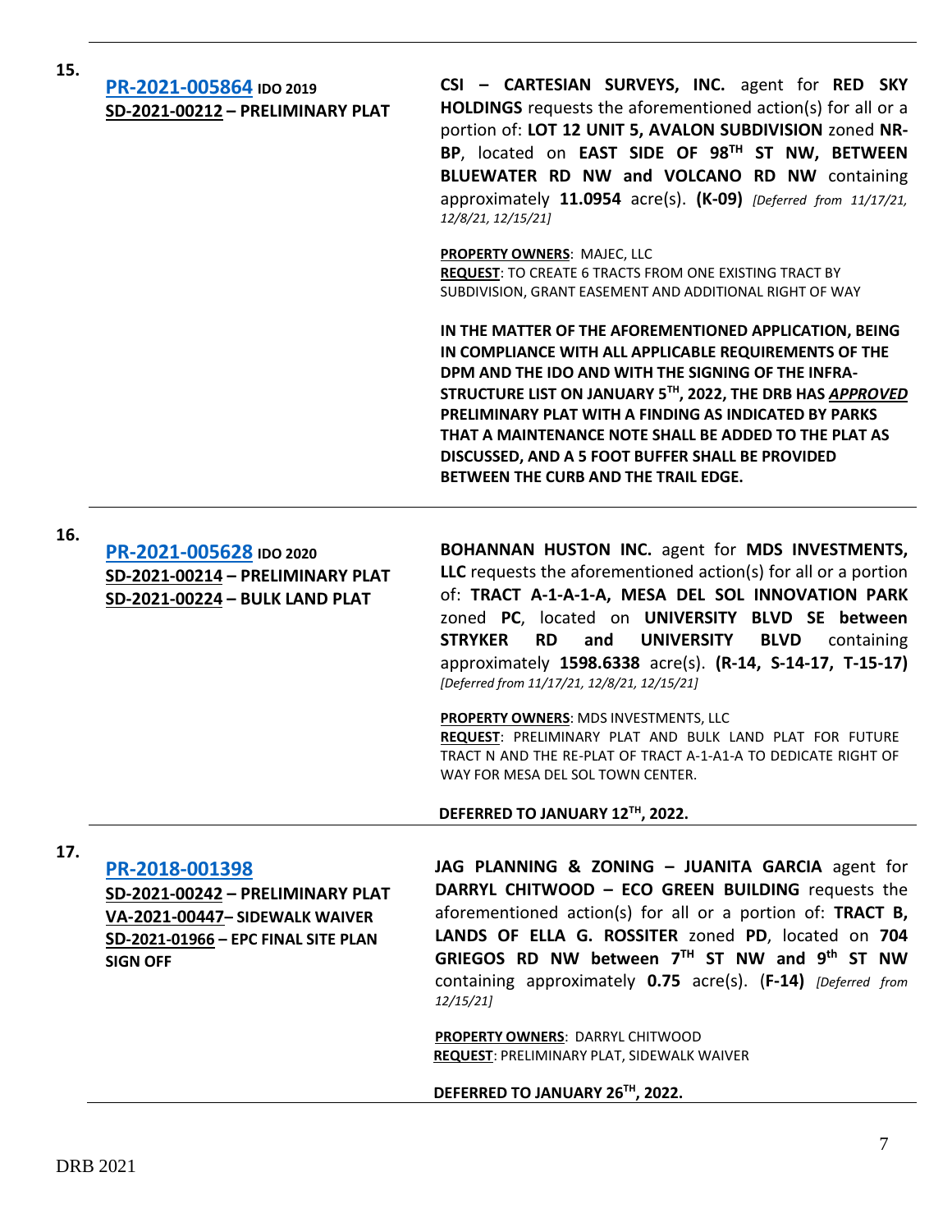**15.**

**[PR-2021-005864](PR-2021-005864) IDO 2019**
**SD-2021-00212 – PRELIMINARY PLAT**

**CSI – CARTESIAN SURVEYS, INC.** agent for **RED SKY HOLDINGS** requests the aforementioned action(s) for all or a portion of: **LOT 12 UNIT 5, AVALON SUBDIVISION** zoned **NR-BP**, located on **EAST SIDE OF 98TH ST NW, BETWEEN BLUEWATER RD NW and VOLCANO RD NW** containing approximately **11.0954** acre(s). **(K-09)** *[Deferred from 11/17/21, 12/8/21, 12/15/21]*

**PROPERTY OWNERS**: MAJEC, LLC
**REQUEST**: TO CREATE 6 TRACTS FROM ONE EXISTING TRACT BY SUBDIVISION, GRANT EASEMENT AND ADDITIONAL RIGHT OF WAY

**IN THE MATTER OF THE AFOREMENTIONED APPLICATION, BEING IN COMPLIANCE WITH ALL APPLICABLE REQUIREMENTS OF THE DPM AND THE IDO AND WITH THE SIGNING OF THE INFRA-STRUCTURE LIST ON JANUARY 5TH, 2022, THE DRB HAS *APPROVED* PRELIMINARY PLAT WITH A FINDING AS INDICATED BY PARKS THAT A MAINTENANCE NOTE SHALL BE ADDED TO THE PLAT AS DISCUSSED, AND A 5 FOOT BUFFER SHALL BE PROVIDED BETWEEN THE CURB AND THE TRAIL EDGE.**

---

**16.**

**[PR-2021-005628](PR-2021-005628) IDO 2020**
**SD-2021-00214 – PRELIMINARY PLAT**
**SD-2021-00224 – BULK LAND PLAT**

**BOHANNAN HUSTON INC.** agent for **MDS INVESTMENTS, LLC** requests the aforementioned action(s) for all or a portion of: **TRACT A-1-A-1-A, MESA DEL SOL INNOVATION PARK** zoned **PC**, located on **UNIVERSITY BLVD SE between STRYKER RD and UNIVERSITY BLVD** containing approximately **1598.6338** acre(s). **(R-14, S-14-17, T-15-17)** *[Deferred from 11/17/21, 12/8/21, 12/15/21]*

**PROPERTY OWNERS**: MDS INVESTMENTS, LLC
**REQUEST**: PRELIMINARY PLAT AND BULK LAND PLAT FOR FUTURE TRACT N AND THE RE-PLAT OF TRACT A-1-A1-A TO DEDICATE RIGHT OF WAY FOR MESA DEL SOL TOWN CENTER.

**DEFERRED TO JANUARY 12TH, 2022.**

---

**17.**

**[PR-2018-001398](PR-2018-001398)**
**SD-2021-00242 – PRELIMINARY PLAT**
**VA-2021-00447– SIDEWALK WAIVER**
**SD-2021-01966 – EPC FINAL SITE PLAN SIGN OFF**

**JAG PLANNING & ZONING – JUANITA GARCIA** agent for **DARRYL CHITWOOD – ECO GREEN BUILDING** requests the aforementioned action(s) for all or a portion of: **TRACT B, LANDS OF ELLA G. ROSSITER** zoned **PD**, located on **704 GRIEGOS RD NW between 7TH ST NW and 9th ST NW** containing approximately **0.75** acre(s). (**F-14)** *[Deferred from 12/15/21]*

**PROPERTY OWNERS**: DARRYL CHITWOOD
**REQUEST**: PRELIMINARY PLAT, SIDEWALK WAIVER

**DEFERRED TO JANUARY 26TH, 2022.**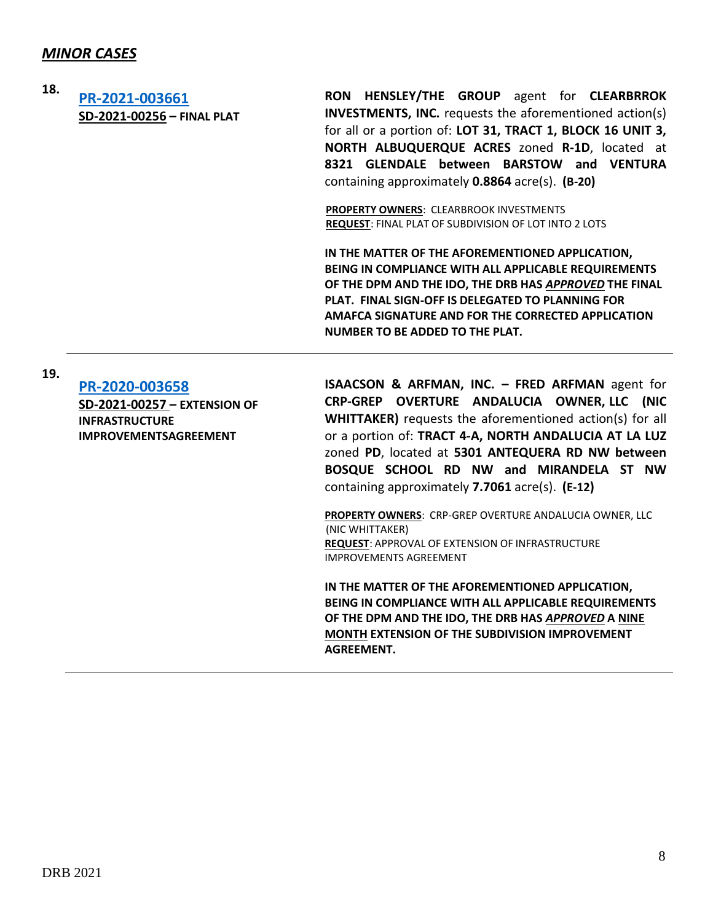## ***MINOR CASES***

**18.**

**[PR-2021-003661](PR-2021-003661)**
**SD-2021-00256 – FINAL PLAT**

**RON HENSLEY/THE GROUP** agent for **CLEARBRROK INVESTMENTS, INC.** requests the aforementioned action(s) for all or a portion of: **LOT 31, TRACT 1, BLOCK 16 UNIT 3, NORTH ALBUQUERQUE ACRES** zoned **R-1D**, located at **8321 GLENDALE between BARSTOW and VENTURA** containing approximately **0.8864** acre(s). **(B-20)**

**PROPERTY OWNERS**: CLEARBROOK INVESTMENTS
**REQUEST**: FINAL PLAT OF SUBDIVISION OF LOT INTO 2 LOTS

**IN THE MATTER OF THE AFOREMENTIONED APPLICATION, BEING IN COMPLIANCE WITH ALL APPLICABLE REQUIREMENTS OF THE DPM AND THE IDO, THE DRB HAS *APPROVED* THE FINAL PLAT. FINAL SIGN-OFF IS DELEGATED TO PLANNING FOR AMAFCA SIGNATURE AND FOR THE CORRECTED APPLICATION NUMBER TO BE ADDED TO THE PLAT.**

---

**19.**

**[PR-2020-003658](PR-2020-003658)**
**SD-2021-00257 – EXTENSION OF INFRASTRUCTURE IMPROVEMENTSAGREEMENT**

**ISAACSON & ARFMAN, INC. – FRED ARFMAN** agent for **CRP-GREP OVERTURE ANDALUCIA OWNER, LLC (NIC WHITTAKER)** requests the aforementioned action(s) for all or a portion of: **TRACT 4-A, NORTH ANDALUCIA AT LA LUZ** zoned **PD**, located at **5301 ANTEQUERA RD NW between BOSQUE SCHOOL RD NW and MIRANDELA ST NW** containing approximately **7.7061** acre(s). **(E-12)**

**PROPERTY OWNERS**: CRP-GREP OVERTURE ANDALUCIA OWNER, LLC (NIC WHITTAKER)
**REQUEST**: APPROVAL OF EXTENSION OF INFRASTRUCTURE IMPROVEMENTS AGREEMENT

**IN THE MATTER OF THE AFOREMENTIONED APPLICATION, BEING IN COMPLIANCE WITH ALL APPLICABLE REQUIREMENTS OF THE DPM AND THE IDO, THE DRB HAS *APPROVED* A NINE MONTH EXTENSION OF THE SUBDIVISION IMPROVEMENT AGREEMENT.**

---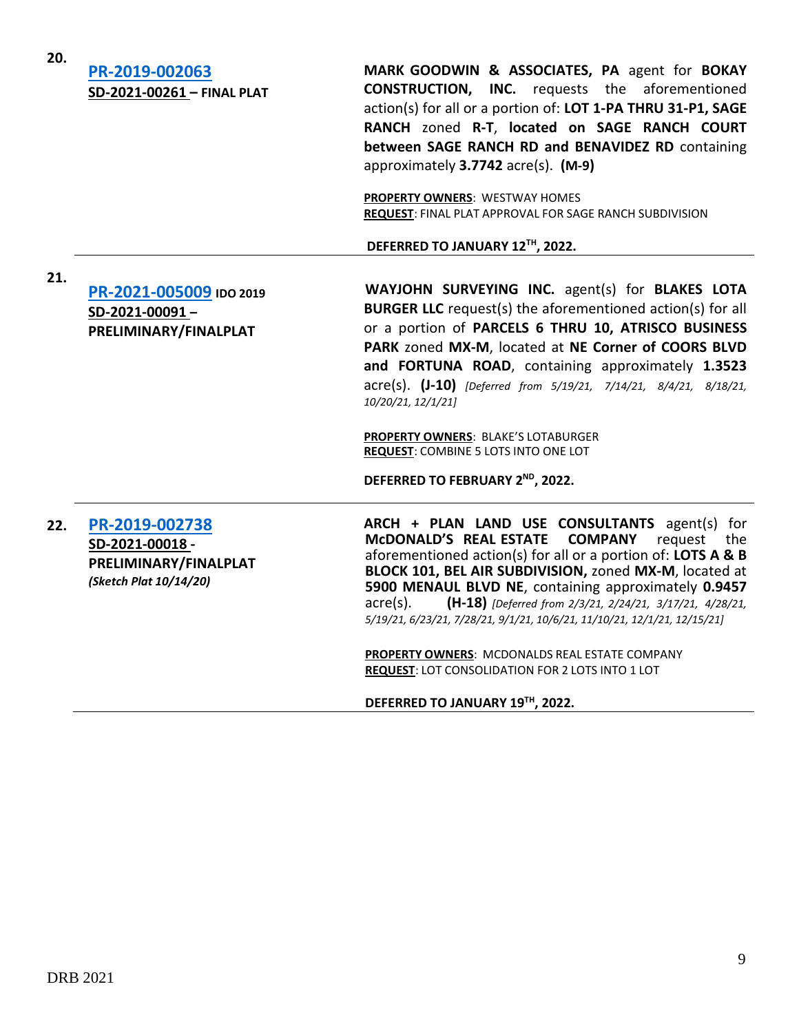**20.**

**PR-2019-002063**
**SD-2021-00261 – FINAL PLAT**

**MARK GOODWIN & ASSOCIATES, PA** agent for **BOKAY CONSTRUCTION, INC.** requests the aforementioned action(s) for all or a portion of: **LOT 1-PA THRU 31-P1, SAGE RANCH** zoned **R-T**, **located on SAGE RANCH COURT between SAGE RANCH RD and BENAVIDEZ RD** containing approximately **3.7742** acre(s). **(M-9)**

**PROPERTY OWNERS**: WESTWAY HOMES
**REQUEST**: FINAL PLAT APPROVAL FOR SAGE RANCH SUBDIVISION

**DEFERRED TO JANUARY 12TH, 2022.**

---

**21.**

**PR-2021-005009** **IDO 2019**
**SD-2021-00091 – PRELIMINARY/FINALPLAT**

**WAYJOHN SURVEYING INC.** agent(s) for **BLAKES LOTA BURGER LLC** request(s) the aforementioned action(s) for all or a portion of **PARCELS 6 THRU 10, ATRISCO BUSINESS PARK** zoned **MX-M**, located at **NE Corner of COORS BLVD and FORTUNA ROAD**, containing approximately **1.3523** acre(s). **(J-10)** *[Deferred from 5/19/21, 7/14/21, 8/4/21, 8/18/21, 10/20/21, 12/1/21]*

**PROPERTY OWNERS**: BLAKE'S LOTABURGER
**REQUEST**: COMBINE 5 LOTS INTO ONE LOT

**DEFERRED TO FEBRUARY 2ND, 2022.**

---

**22.**

**PR-2019-002738**
**SD-2021-00018 - PRELIMINARY/FINALPLAT**
***(Sketch Plat 10/14/20)***

**ARCH + PLAN LAND USE CONSULTANTS** agent(s) for **McDONALD'S REAL ESTATE COMPANY** request the aforementioned action(s) for all or a portion of: **LOTS A & B BLOCK 101, BEL AIR SUBDIVISION,** zoned **MX-M**, located at **5900 MENAUL BLVD NE**, containing approximately **0.9457** acre(s). **(H-18)** *[Deferred from 2/3/21, 2/24/21, 3/17/21, 4/28/21, 5/19/21, 6/23/21, 7/28/21, 9/1/21, 10/6/21, 11/10/21, 12/1/21, 12/15/21]*

**PROPERTY OWNERS**: MCDONALDS REAL ESTATE COMPANY
**REQUEST**: LOT CONSOLIDATION FOR 2 LOTS INTO 1 LOT

**DEFERRED TO JANUARY 19TH, 2022.**

---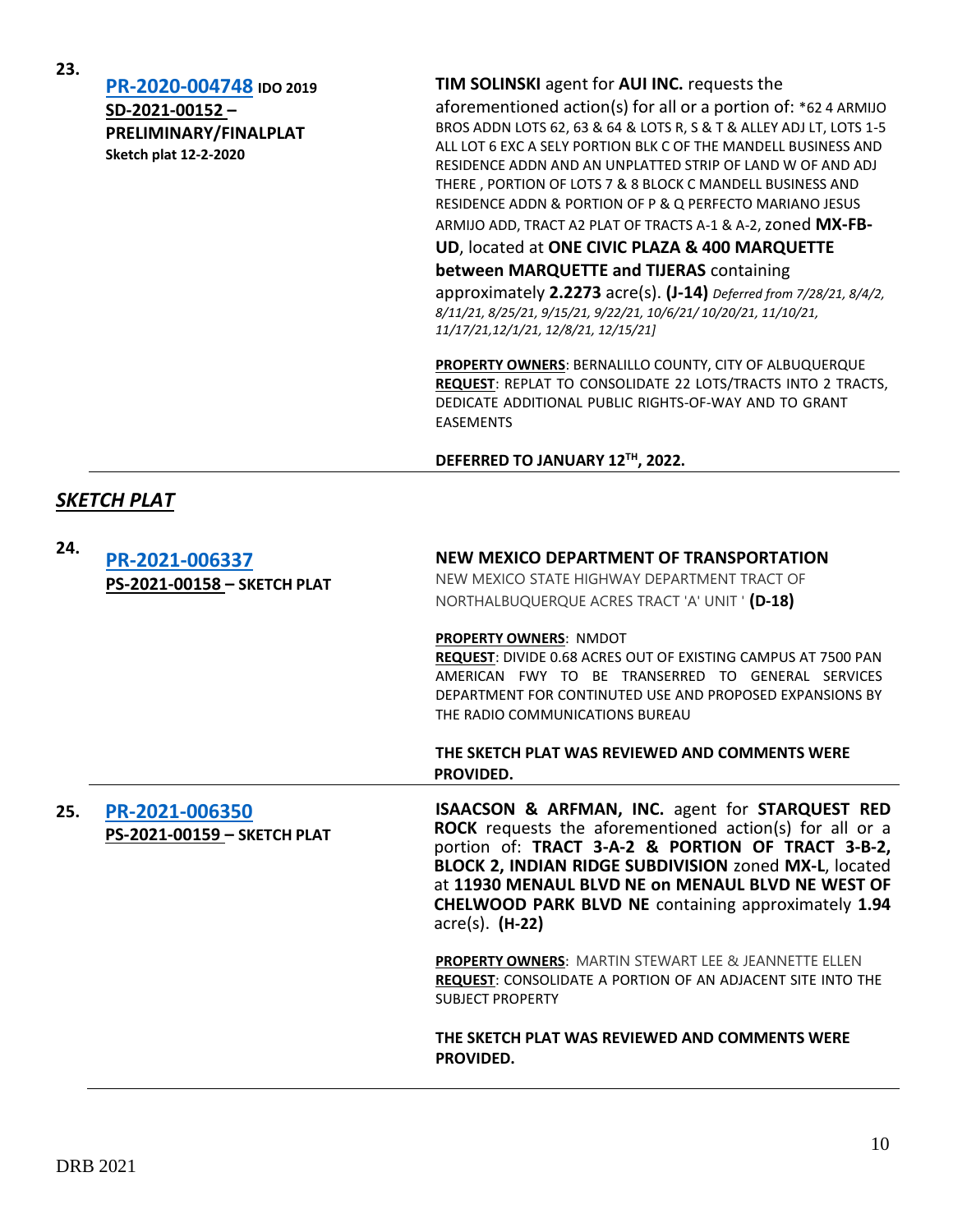**23.**

**PR-2020-004748** **IDO 2019**
**SD-2021-00152 – PRELIMINARY/FINALPLAT**
**Sketch plat 12-2-2020**

**TIM SOLINSKI** agent for **AUI INC.** requests the aforementioned action(s) for all or a portion of: *62 4 ARMIJO BROS ADDN LOTS 62, 63 & 64 & LOTS R, S & T & ALLEY ADJ LT, LOTS 1-5 ALL LOT 6 EXC A SELY PORTION BLK C OF THE MANDELL BUSINESS AND RESIDENCE ADDN AND AN UNPLATTED STRIP OF LAND W OF AND ADJ THERE , PORTION OF LOTS 7 & 8 BLOCK C MANDELL BUSINESS AND RESIDENCE ADDN & PORTION OF P & Q PERFECTO MARIANO JESUS ARMIJO ADD, TRACT A2 PLAT OF TRACTS A-1 & A-2, zoned **MX-FB-UD**, located at **ONE CIVIC PLAZA & 400 MARQUETTE between MARQUETTE and TIJERAS** containing approximately **2.2273** acre(s). **(J-14)** *Deferred from 7/28/21, 8/4/2, 8/11/21, 8/25/21, 9/15/21, 9/22/21, 10/6/21/ 10/20/21, 11/10/21, 11/17/21,12/1/21, 12/8/21, 12/15/21]*

**PROPERTY OWNERS**: BERNALILLO COUNTY, CITY OF ALBUQUERQUE
**REQUEST**: REPLAT TO CONSOLIDATE 22 LOTS/TRACTS INTO 2 TRACTS, DEDICATE ADDITIONAL PUBLIC RIGHTS-OF-WAY AND TO GRANT EASEMENTS

**DEFERRED TO JANUARY 12TH, 2022.**

## *SKETCH PLAT*

**24.**

**PR-2021-006337**
**PS-2021-00158 – SKETCH PLAT**

**NEW MEXICO DEPARTMENT OF TRANSPORTATION**
NEW MEXICO STATE HIGHWAY DEPARTMENT TRACT OF NORTHALBUQUERQUE ACRES TRACT 'A' UNIT ' **(D-18)**

**PROPERTY OWNERS**: NMDOT
**REQUEST**: DIVIDE 0.68 ACRES OUT OF EXISTING CAMPUS AT 7500 PAN AMERICAN FWY TO BE TRANSERRED TO GENERAL SERVICES DEPARTMENT FOR CONTINUTED USE AND PROPOSED EXPANSIONS BY THE RADIO COMMUNICATIONS BUREAU

**THE SKETCH PLAT WAS REVIEWED AND COMMENTS WERE PROVIDED.**

**25.**

**PR-2021-006350**
**PS-2021-00159 – SKETCH PLAT**

**ISAACSON & ARFMAN, INC.** agent for **STARQUEST RED ROCK** requests the aforementioned action(s) for all or a portion of: **TRACT 3-A-2 & PORTION OF TRACT 3-B-2, BLOCK 2, INDIAN RIDGE SUBDIVISION** zoned **MX-L**, located at **11930 MENAUL BLVD NE on MENAUL BLVD NE WEST OF CHELWOOD PARK BLVD NE** containing approximately **1.94** acre(s). **(H-22)**

**PROPERTY OWNERS**: MARTIN STEWART LEE & JEANNETTE ELLEN
**REQUEST**: CONSOLIDATE A PORTION OF AN ADJACENT SITE INTO THE SUBJECT PROPERTY

**THE SKETCH PLAT WAS REVIEWED AND COMMENTS WERE PROVIDED.**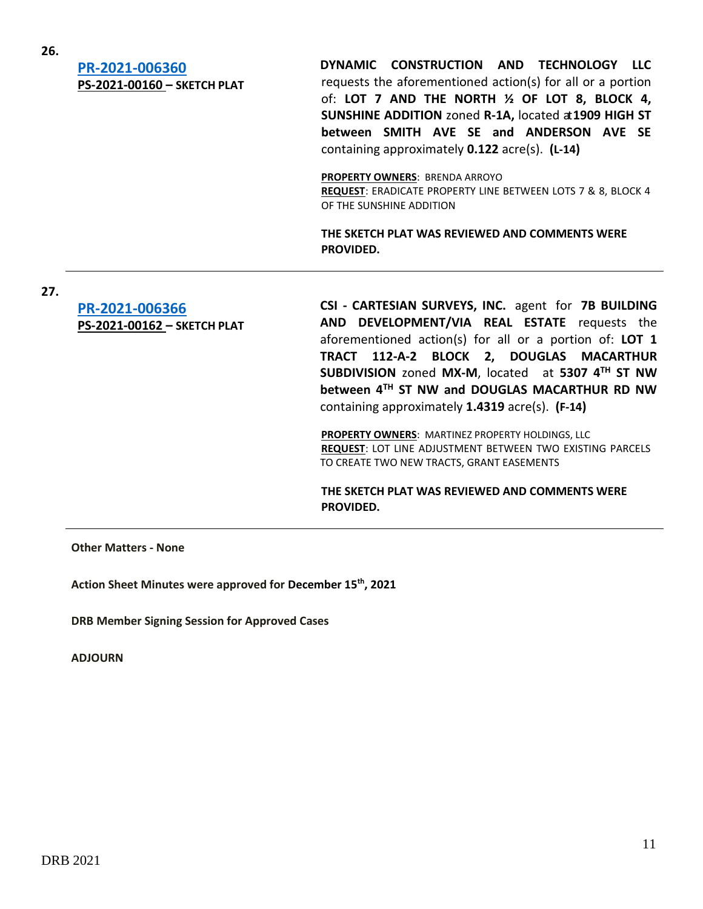**26.**

**PR-2021-006360**
**PS-2021-00160 – SKETCH PLAT**

**DYNAMIC CONSTRUCTION AND TECHNOLOGY LLC** requests the aforementioned action(s) for all or a portion of: **LOT 7 AND THE NORTH ½ OF LOT 8, BLOCK 4, SUNSHINE ADDITION** zoned **R-1A,** located at **1909 HIGH ST between SMITH AVE SE and ANDERSON AVE SE** containing approximately **0.122** acre(s). **(L-14)**

**PROPERTY OWNERS**: BRENDA ARROYO
**REQUEST**: ERADICATE PROPERTY LINE BETWEEN LOTS 7 & 8, BLOCK 4 OF THE SUNSHINE ADDITION

**THE SKETCH PLAT WAS REVIEWED AND COMMENTS WERE PROVIDED.**

---

**27.**

**PR-2021-006366**
**PS-2021-00162 – SKETCH PLAT**

**CSI - CARTESIAN SURVEYS, INC.** agent for **7B BUILDING AND DEVELOPMENT/VIA REAL ESTATE** requests the aforementioned action(s) for all or a portion of: **LOT 1 TRACT 112-A-2 BLOCK 2, DOUGLAS MACARTHUR SUBDIVISION** zoned **MX-M**, located at **5307 4TH ST NW between 4TH ST NW and DOUGLAS MACARTHUR RD NW** containing approximately **1.4319** acre(s). **(F-14)**

**PROPERTY OWNERS**: MARTINEZ PROPERTY HOLDINGS, LLC
**REQUEST**: LOT LINE ADJUSTMENT BETWEEN TWO EXISTING PARCELS TO CREATE TWO NEW TRACTS, GRANT EASEMENTS

**THE SKETCH PLAT WAS REVIEWED AND COMMENTS WERE PROVIDED.**

---

**Other Matters - None**

**Action Sheet Minutes were approved for December 15th, 2021**

**DRB Member Signing Session for Approved Cases**

**ADJOURN**